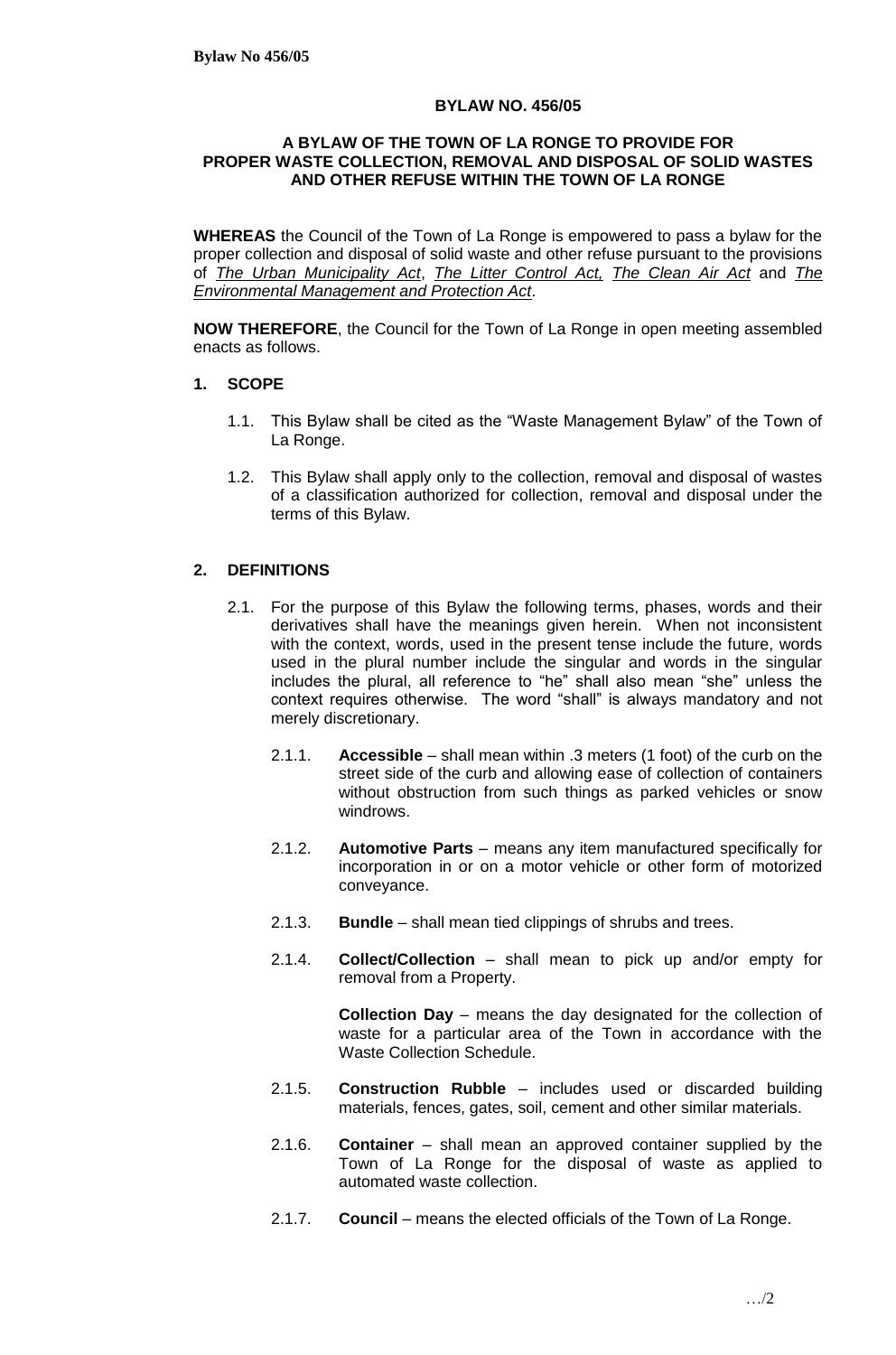**BYLAW NO. 456/05**

**A BYLAW OF THE TOWN OF LA RONGE TO PROVIDE FOR PROPER WASTE COLLECTION, REMOVAL AND DISPOSAL OF SOLID WASTES AND OTHER REFUSE WITHIN THE TOWN OF LA RONGE**

**WHEREAS** the Council of the Town of La Ronge is empowered to pass a bylaw for the proper collection and disposal of solid waste and other refuse pursuant to the provisions of *The Urban Municipality Act*, *The Litter Control Act,* *The Clean Air Act* and *The Environmental Management and Protection Act*.

**NOW THEREFORE**, the Council for the Town of La Ronge in open meeting assembled enacts as follows.

## 1. SCOPE

1.1. This Bylaw shall be cited as the "Waste Management Bylaw" of the Town of La Ronge.

1.2. This Bylaw shall apply only to the collection, removal and disposal of wastes of a classification authorized for collection, removal and disposal under the terms of this Bylaw.

## 2. DEFINITIONS

2.1. For the purpose of this Bylaw the following terms, phases, words and their derivatives shall have the meanings given herein. When not inconsistent with the context, words, used in the present tense include the future, words used in the plural number include the singular and words in the singular includes the plural, all reference to "he" shall also mean "she" unless the context requires otherwise. The word "shall" is always mandatory and not merely discretionary.

2.1.1. **Accessible** – shall mean within .3 meters (1 foot) of the curb on the street side of the curb and allowing ease of collection of containers without obstruction from such things as parked vehicles or snow windrows.

2.1.2. **Automotive Parts** – means any item manufactured specifically for incorporation in or on a motor vehicle or other form of motorized conveyance.

2.1.3. **Bundle** – shall mean tied clippings of shrubs and trees.

2.1.4. **Collect/Collection** – shall mean to pick up and/or empty for removal from a Property.

**Collection Day** – means the day designated for the collection of waste for a particular area of the Town in accordance with the Waste Collection Schedule.

2.1.5. **Construction Rubble** – includes used or discarded building materials, fences, gates, soil, cement and other similar materials.

2.1.6. **Container** – shall mean an approved container supplied by the Town of La Ronge for the disposal of waste as applied to automated waste collection.

2.1.7. **Council** – means the elected officials of the Town of La Ronge.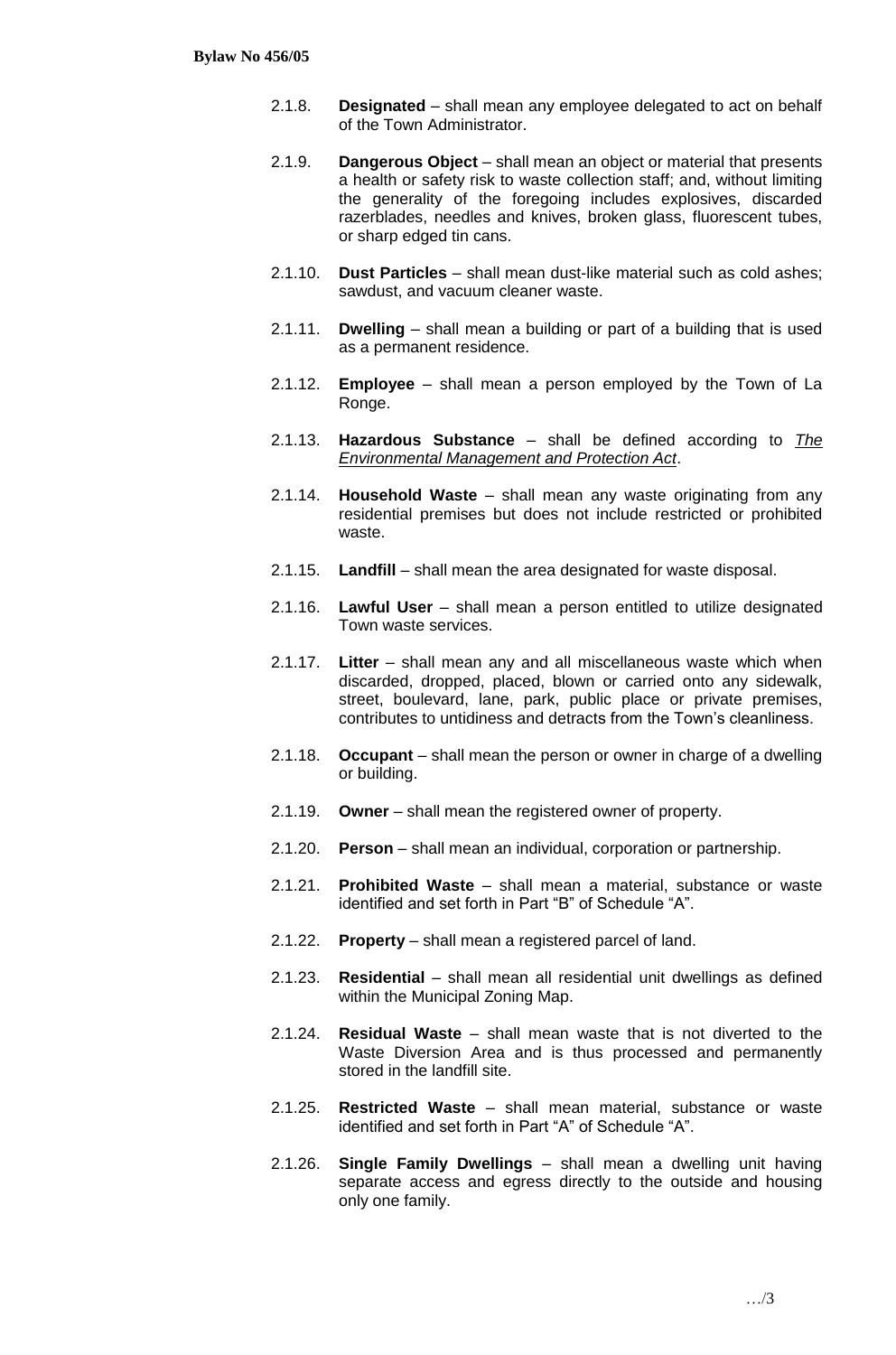2.1.8. **Designated** – shall mean any employee delegated to act on behalf of the Town Administrator.

2.1.9. **Dangerous Object** – shall mean an object or material that presents a health or safety risk to waste collection staff; and, without limiting the generality of the foregoing includes explosives, discarded razerblades, needles and knives, broken glass, fluorescent tubes, or sharp edged tin cans.

2.1.10. **Dust Particles** – shall mean dust-like material such as cold ashes; sawdust, and vacuum cleaner waste.

2.1.11. **Dwelling** – shall mean a building or part of a building that is used as a permanent residence.

2.1.12. **Employee** – shall mean a person employed by the Town of La Ronge.

2.1.13. **Hazardous Substance** – shall be defined according to *The Environmental Management and Protection Act*.

2.1.14. **Household Waste** – shall mean any waste originating from any residential premises but does not include restricted or prohibited waste.

2.1.15. **Landfill** – shall mean the area designated for waste disposal.

2.1.16. **Lawful User** – shall mean a person entitled to utilize designated Town waste services.

2.1.17. **Litter** – shall mean any and all miscellaneous waste which when discarded, dropped, placed, blown or carried onto any sidewalk, street, boulevard, lane, park, public place or private premises, contributes to untidiness and detracts from the Town's cleanliness.

2.1.18. **Occupant** – shall mean the person or owner in charge of a dwelling or building.

2.1.19. **Owner** – shall mean the registered owner of property.

2.1.20. **Person** – shall mean an individual, corporation or partnership.

2.1.21. **Prohibited Waste** – shall mean a material, substance or waste identified and set forth in Part "B" of Schedule "A".

2.1.22. **Property** – shall mean a registered parcel of land.

2.1.23. **Residential** – shall mean all residential unit dwellings as defined within the Municipal Zoning Map.

2.1.24. **Residual Waste** – shall mean waste that is not diverted to the Waste Diversion Area and is thus processed and permanently stored in the landfill site.

2.1.25. **Restricted Waste** – shall mean material, substance or waste identified and set forth in Part "A" of Schedule "A".

2.1.26. **Single Family Dwellings** – shall mean a dwelling unit having separate access and egress directly to the outside and housing only one family.

…/3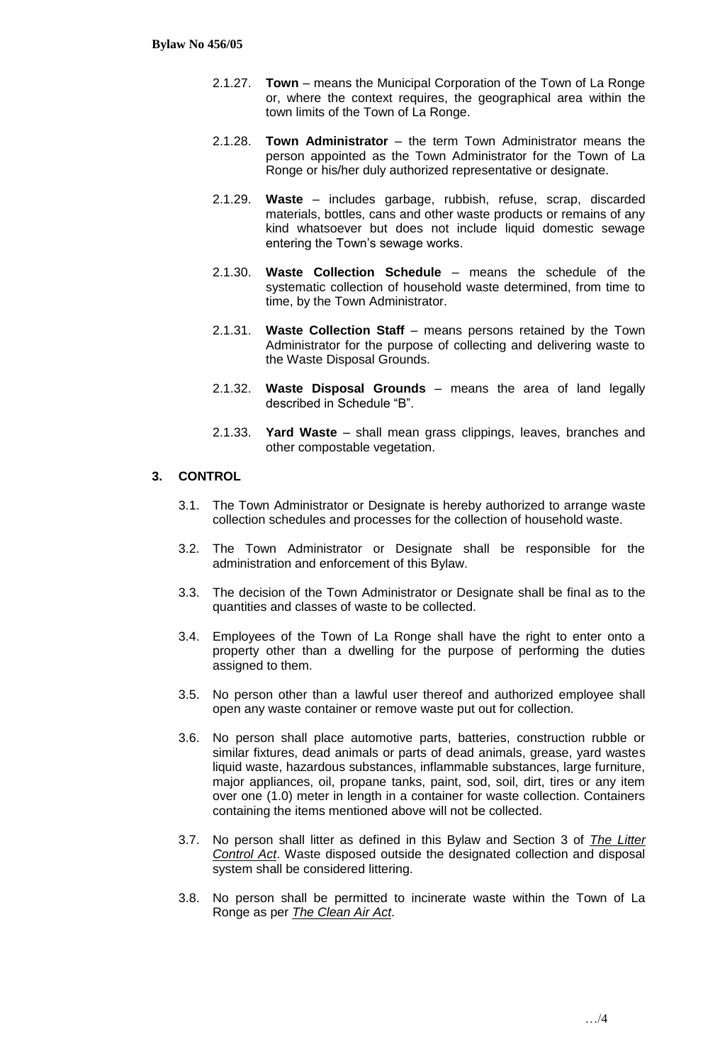2.1.27. **Town** – means the Municipal Corporation of the Town of La Ronge or, where the context requires, the geographical area within the town limits of the Town of La Ronge.

2.1.28. **Town Administrator** – the term Town Administrator means the person appointed as the Town Administrator for the Town of La Ronge or his/her duly authorized representative or designate.

2.1.29. **Waste** – includes garbage, rubbish, refuse, scrap, discarded materials, bottles, cans and other waste products or remains of any kind whatsoever but does not include liquid domestic sewage entering the Town's sewage works.

2.1.30. **Waste Collection Schedule** – means the schedule of the systematic collection of household waste determined, from time to time, by the Town Administrator.

2.1.31. **Waste Collection Staff** – means persons retained by the Town Administrator for the purpose of collecting and delivering waste to the Waste Disposal Grounds.

2.1.32. **Waste Disposal Grounds** – means the area of land legally described in Schedule "B".

2.1.33. **Yard Waste** – shall mean grass clippings, leaves, branches and other compostable vegetation.

## 3. CONTROL

3.1. The Town Administrator or Designate is hereby authorized to arrange waste collection schedules and processes for the collection of household waste.

3.2. The Town Administrator or Designate shall be responsible for the administration and enforcement of this Bylaw.

3.3. The decision of the Town Administrator or Designate shall be final as to the quantities and classes of waste to be collected.

3.4. Employees of the Town of La Ronge shall have the right to enter onto a property other than a dwelling for the purpose of performing the duties assigned to them.

3.5. No person other than a lawful user thereof and authorized employee shall open any waste container or remove waste put out for collection.

3.6. No person shall place automotive parts, batteries, construction rubble or similar fixtures, dead animals or parts of dead animals, grease, yard wastes liquid waste, hazardous substances, inflammable substances, large furniture, major appliances, oil, propane tanks, paint, sod, soil, dirt, tires or any item over one (1.0) meter in length in a container for waste collection. Containers containing the items mentioned above will not be collected.

3.7. No person shall litter as defined in this Bylaw and Section 3 of *The Litter Control Act*. Waste disposed outside the designated collection and disposal system shall be considered littering.

3.8. No person shall be permitted to incinerate waste within the Town of La Ronge as per *The Clean Air Act*.

…/4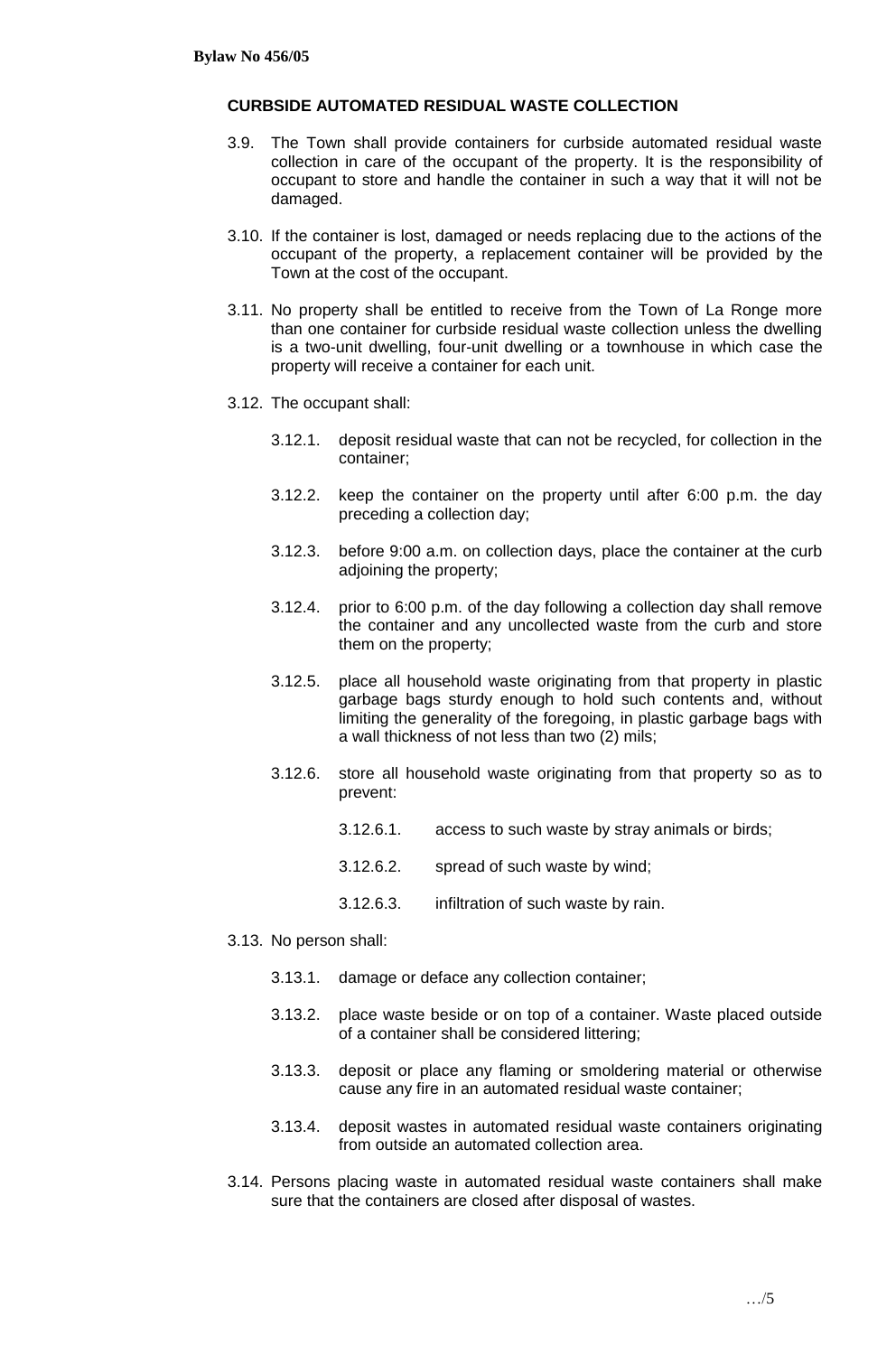**CURBSIDE AUTOMATED RESIDUAL WASTE COLLECTION**

3.9. The Town shall provide containers for curbside automated residual waste collection in care of the occupant of the property. It is the responsibility of occupant to store and handle the container in such a way that it will not be damaged.

3.10. If the container is lost, damaged or needs replacing due to the actions of the occupant of the property, a replacement container will be provided by the Town at the cost of the occupant.

3.11. No property shall be entitled to receive from the Town of La Ronge more than one container for curbside residual waste collection unless the dwelling is a two-unit dwelling, four-unit dwelling or a townhouse in which case the property will receive a container for each unit.

3.12. The occupant shall:

3.12.1. deposit residual waste that can not be recycled, for collection in the container;

3.12.2. keep the container on the property until after 6:00 p.m. the day preceding a collection day;

3.12.3. before 9:00 a.m. on collection days, place the container at the curb adjoining the property;

3.12.4. prior to 6:00 p.m. of the day following a collection day shall remove the container and any uncollected waste from the curb and store them on the property;

3.12.5. place all household waste originating from that property in plastic garbage bags sturdy enough to hold such contents and, without limiting the generality of the foregoing, in plastic garbage bags with a wall thickness of not less than two (2) mils;

3.12.6. store all household waste originating from that property so as to prevent:

3.12.6.1. access to such waste by stray animals or birds;

3.12.6.2. spread of such waste by wind;

3.12.6.3. infiltration of such waste by rain.

3.13. No person shall:

3.13.1. damage or deface any collection container;

3.13.2. place waste beside or on top of a container. Waste placed outside of a container shall be considered littering;

3.13.3. deposit or place any flaming or smoldering material or otherwise cause any fire in an automated residual waste container;

3.13.4. deposit wastes in automated residual waste containers originating from outside an automated collection area.

3.14. Persons placing waste in automated residual waste containers shall make sure that the containers are closed after disposal of wastes.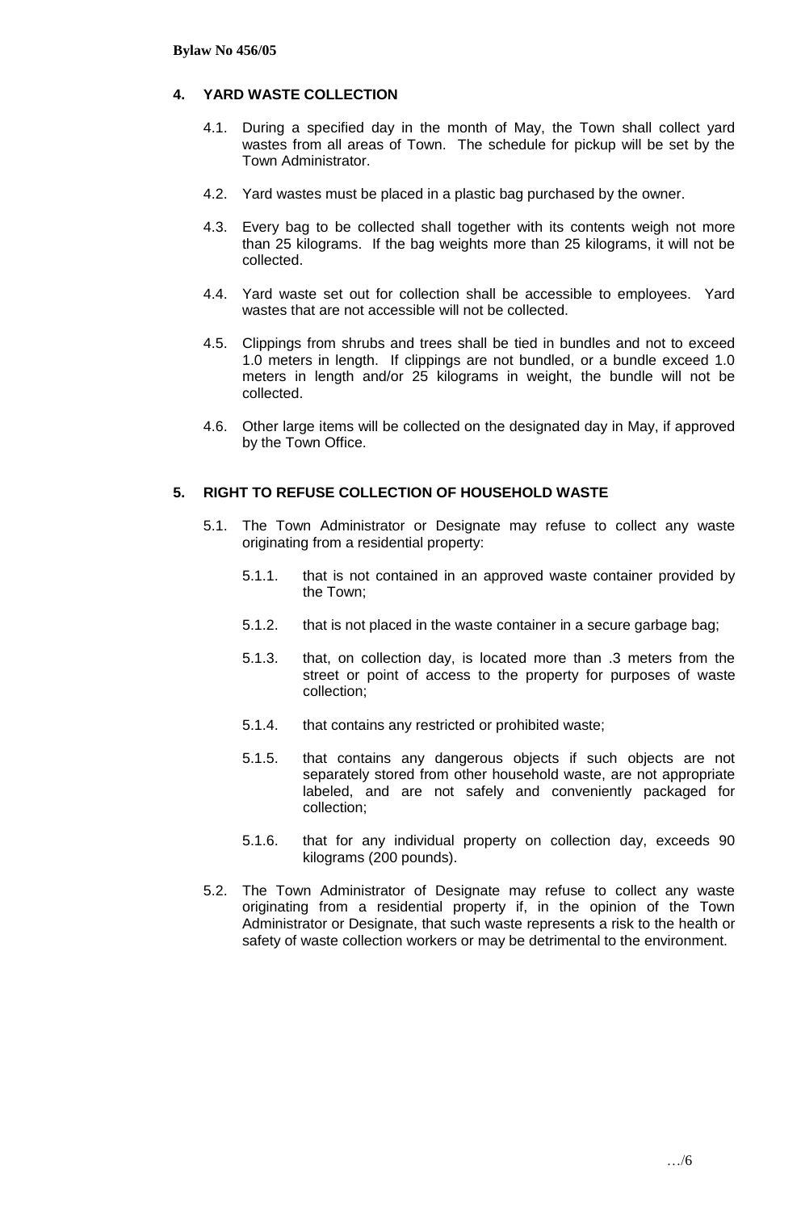## 4. YARD WASTE COLLECTION

4.1. During a specified day in the month of May, the Town shall collect yard wastes from all areas of Town. The schedule for pickup will be set by the Town Administrator.

4.2. Yard wastes must be placed in a plastic bag purchased by the owner.

4.3. Every bag to be collected shall together with its contents weigh not more than 25 kilograms. If the bag weights more than 25 kilograms, it will not be collected.

4.4. Yard waste set out for collection shall be accessible to employees. Yard wastes that are not accessible will not be collected.

4.5. Clippings from shrubs and trees shall be tied in bundles and not to exceed 1.0 meters in length. If clippings are not bundled, or a bundle exceed 1.0 meters in length and/or 25 kilograms in weight, the bundle will not be collected.

4.6. Other large items will be collected on the designated day in May, if approved by the Town Office.

## 5. RIGHT TO REFUSE COLLECTION OF HOUSEHOLD WASTE

5.1. The Town Administrator or Designate may refuse to collect any waste originating from a residential property:

5.1.1. that is not contained in an approved waste container provided by the Town;

5.1.2. that is not placed in the waste container in a secure garbage bag;

5.1.3. that, on collection day, is located more than .3 meters from the street or point of access to the property for purposes of waste collection;

5.1.4. that contains any restricted or prohibited waste;

5.1.5. that contains any dangerous objects if such objects are not separately stored from other household waste, are not appropriate labeled, and are not safely and conveniently packaged for collection;

5.1.6. that for any individual property on collection day, exceeds 90 kilograms (200 pounds).

5.2. The Town Administrator of Designate may refuse to collect any waste originating from a residential property if, in the opinion of the Town Administrator or Designate, that such waste represents a risk to the health or safety of waste collection workers or may be detrimental to the environment.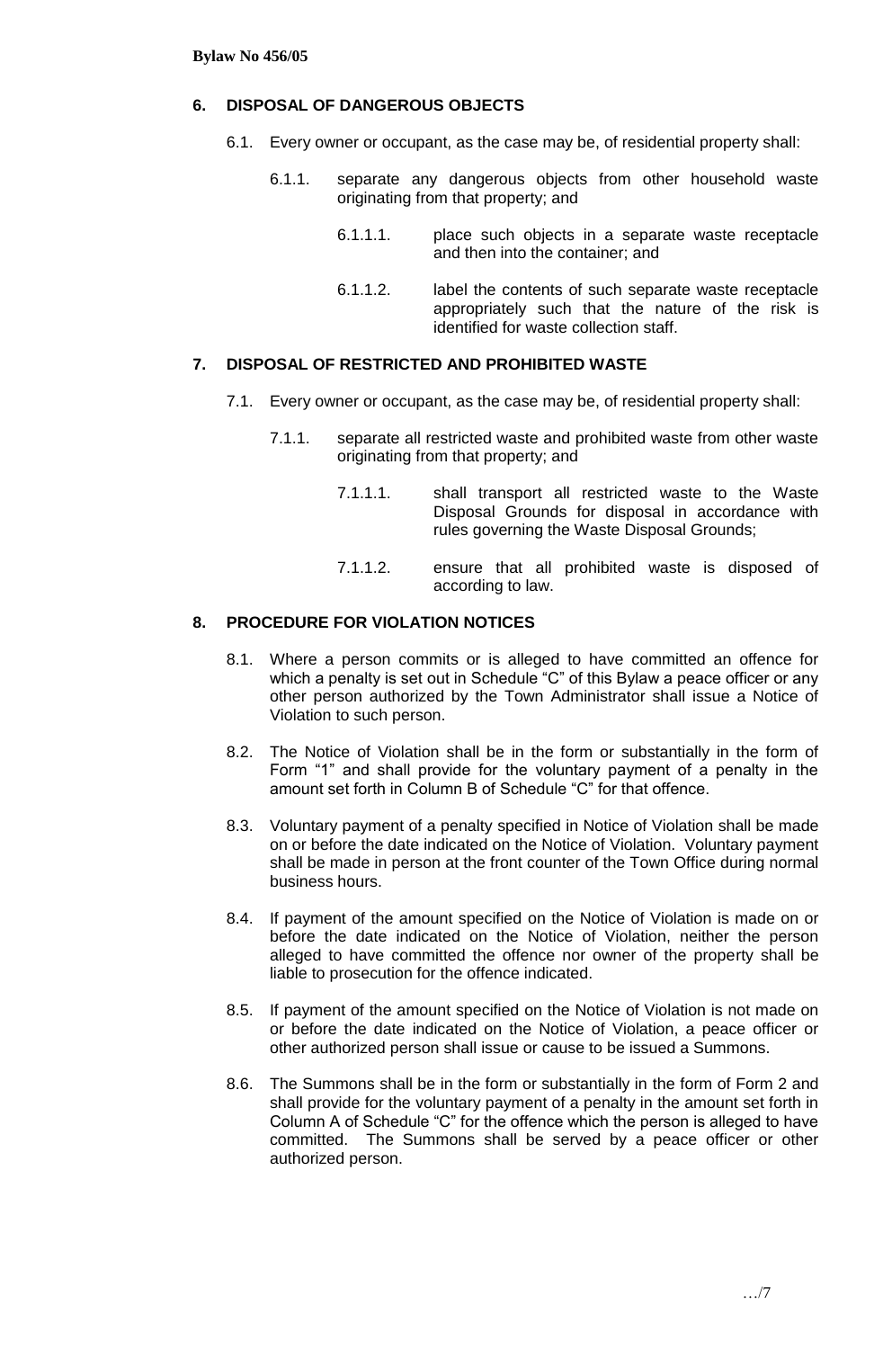## 6. DISPOSAL OF DANGEROUS OBJECTS

6.1. Every owner or occupant, as the case may be, of residential property shall:

6.1.1. separate any dangerous objects from other household waste originating from that property; and

6.1.1.1. place such objects in a separate waste receptacle and then into the container; and

6.1.1.2. label the contents of such separate waste receptacle appropriately such that the nature of the risk is identified for waste collection staff.

## 7. DISPOSAL OF RESTRICTED AND PROHIBITED WASTE

7.1. Every owner or occupant, as the case may be, of residential property shall:

7.1.1. separate all restricted waste and prohibited waste from other waste originating from that property; and

7.1.1.1. shall transport all restricted waste to the Waste Disposal Grounds for disposal in accordance with rules governing the Waste Disposal Grounds;

7.1.1.2. ensure that all prohibited waste is disposed of according to law.

## 8. PROCEDURE FOR VIOLATION NOTICES

8.1. Where a person commits or is alleged to have committed an offence for which a penalty is set out in Schedule "C" of this Bylaw a peace officer or any other person authorized by the Town Administrator shall issue a Notice of Violation to such person.

8.2. The Notice of Violation shall be in the form or substantially in the form of Form "1" and shall provide for the voluntary payment of a penalty in the amount set forth in Column B of Schedule "C" for that offence.

8.3. Voluntary payment of a penalty specified in Notice of Violation shall be made on or before the date indicated on the Notice of Violation. Voluntary payment shall be made in person at the front counter of the Town Office during normal business hours.

8.4. If payment of the amount specified on the Notice of Violation is made on or before the date indicated on the Notice of Violation, neither the person alleged to have committed the offence nor owner of the property shall be liable to prosecution for the offence indicated.

8.5. If payment of the amount specified on the Notice of Violation is not made on or before the date indicated on the Notice of Violation, a peace officer or other authorized person shall issue or cause to be issued a Summons.

8.6. The Summons shall be in the form or substantially in the form of Form 2 and shall provide for the voluntary payment of a penalty in the amount set forth in Column A of Schedule "C" for the offence which the person is alleged to have committed. The Summons shall be served by a peace officer or other authorized person.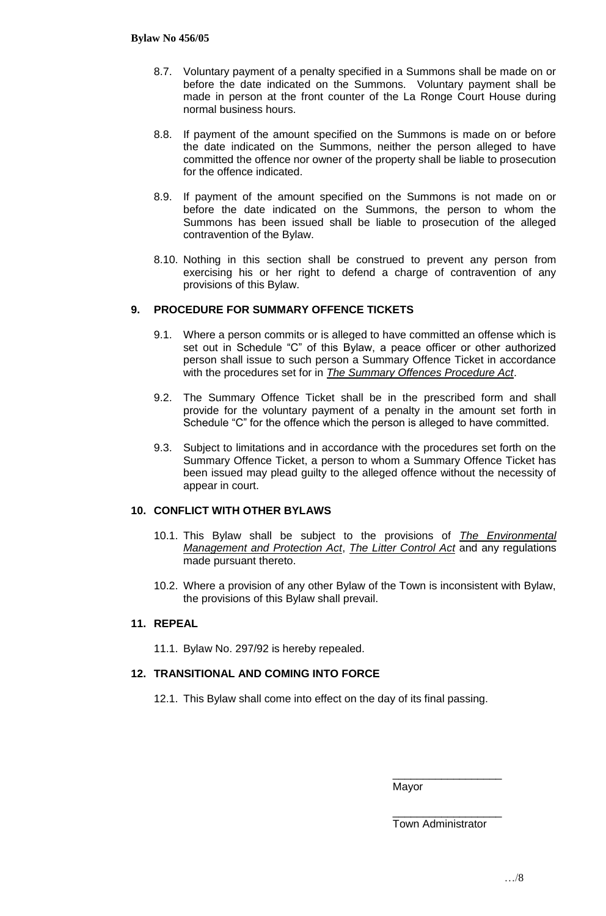8.7. Voluntary payment of a penalty specified in a Summons shall be made on or before the date indicated on the Summons. Voluntary payment shall be made in person at the front counter of the La Ronge Court House during normal business hours.

8.8. If payment of the amount specified on the Summons is made on or before the date indicated on the Summons, neither the person alleged to have committed the offence nor owner of the property shall be liable to prosecution for the offence indicated.

8.9. If payment of the amount specified on the Summons is not made on or before the date indicated on the Summons, the person to whom the Summons has been issued shall be liable to prosecution of the alleged contravention of the Bylaw.

8.10. Nothing in this section shall be construed to prevent any person from exercising his or her right to defend a charge of contravention of any provisions of this Bylaw.

## 9. PROCEDURE FOR SUMMARY OFFENCE TICKETS

9.1. Where a person commits or is alleged to have committed an offense which is set out in Schedule "C" of this Bylaw, a peace officer or other authorized person shall issue to such person a Summary Offence Ticket in accordance with the procedures set for in ***The Summary Offences Procedure Act***.

9.2. The Summary Offence Ticket shall be in the prescribed form and shall provide for the voluntary payment of a penalty in the amount set forth in Schedule "C" for the offence which the person is alleged to have committed.

9.3. Subject to limitations and in accordance with the procedures set forth on the Summary Offence Ticket, a person to whom a Summary Offence Ticket has been issued may plead guilty to the alleged offence without the necessity of appear in court.

## 10. CONFLICT WITH OTHER BYLAWS

10.1. This Bylaw shall be subject to the provisions of *The Environmental Management and Protection Act*, *The Litter Control Act* and any regulations made pursuant thereto.

10.2. Where a provision of any other Bylaw of the Town is inconsistent with Bylaw, the provisions of this Bylaw shall prevail.

## 11. REPEAL

11.1. Bylaw No. 297/92 is hereby repealed.

## 12. TRANSITIONAL AND COMING INTO FORCE

12.1. This Bylaw shall come into effect on the day of its final passing.

\_\_\_\_\_\_\_\_\_\_\_\_\_\_\_\_\_\_
Mayor

\_\_\_\_\_\_\_\_\_\_\_\_\_\_\_\_\_\_
Town Administrator

…/8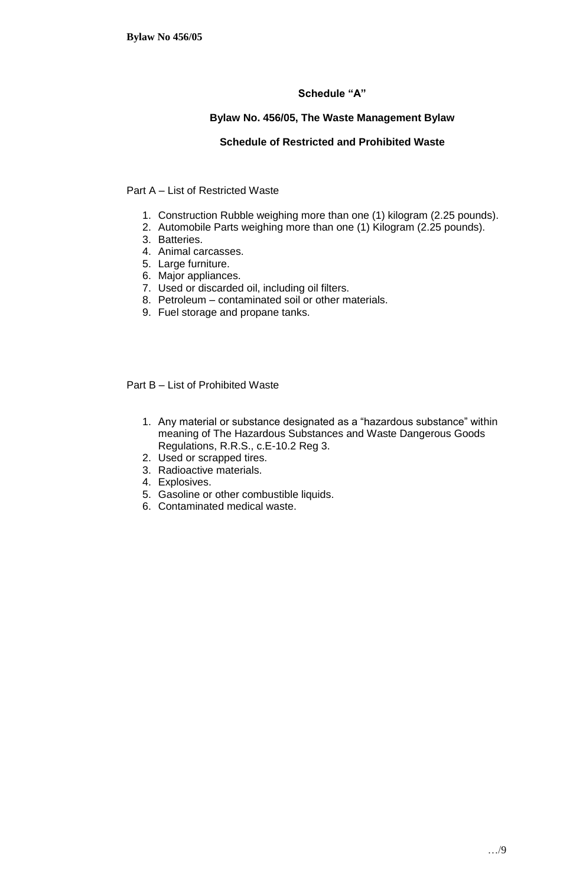## Schedule "A"

### Bylaw No. 456/05, The Waste Management Bylaw

### Schedule of Restricted and Prohibited Waste

Part A – List of Restricted Waste

1. Construction Rubble weighing more than one (1) kilogram (2.25 pounds).
2. Automobile Parts weighing more than one (1) Kilogram (2.25 pounds).
3. Batteries.
4. Animal carcasses.
5. Large furniture.
6. Major appliances.
7. Used or discarded oil, including oil filters.
8. Petroleum – contaminated soil or other materials.
9. Fuel storage and propane tanks.

Part B – List of Prohibited Waste

1. Any material or substance designated as a "hazardous substance" within meaning of The Hazardous Substances and Waste Dangerous Goods Regulations, R.R.S., c.E-10.2 Reg 3.
2. Used or scrapped tires.
3. Radioactive materials.
4. Explosives.
5. Gasoline or other combustible liquids.
6. Contaminated medical waste.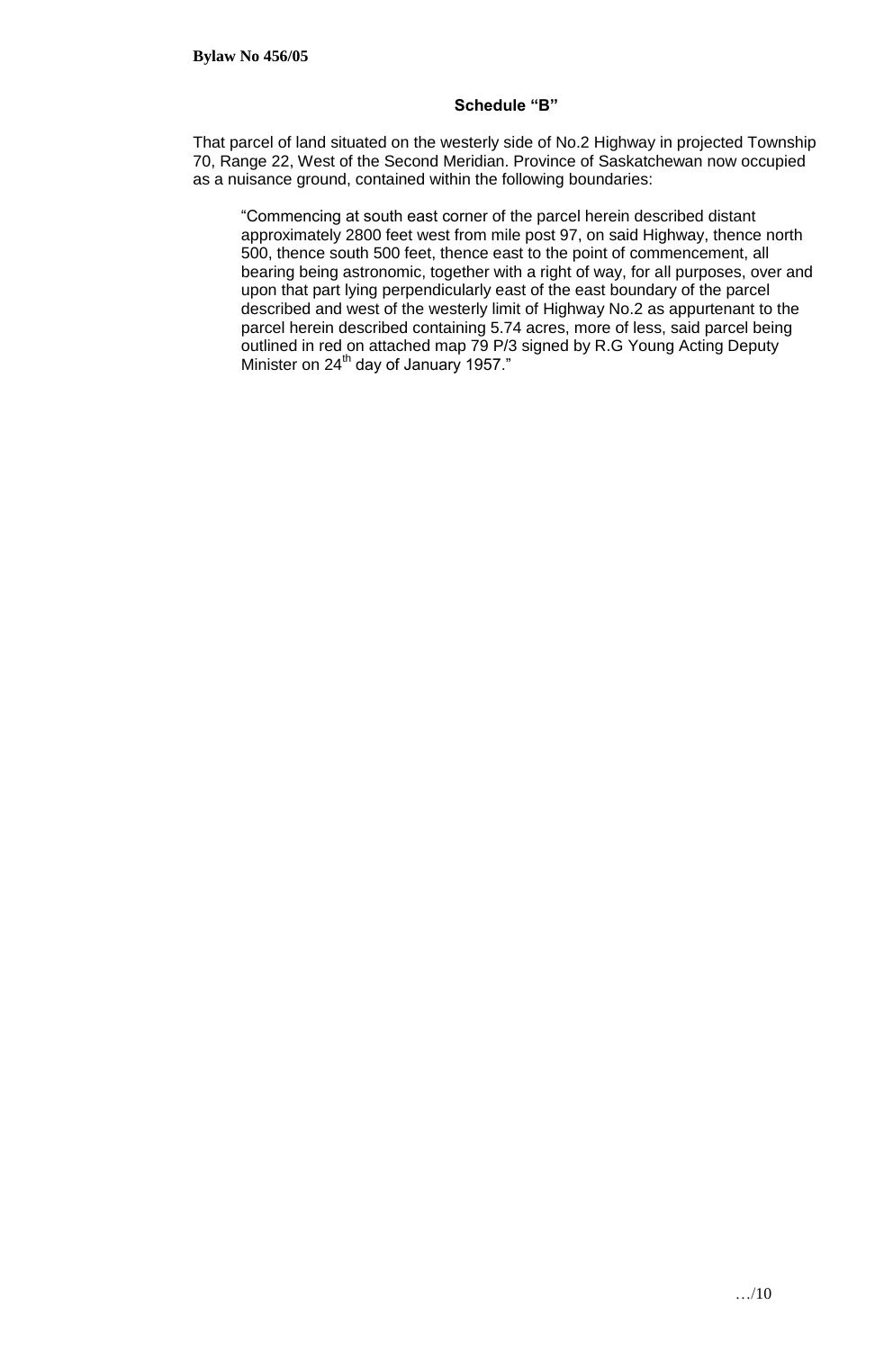**Bylaw No 456/05**

## Schedule "B"

That parcel of land situated on the westerly side of No.2 Highway in projected Township 70, Range 22, West of the Second Meridian. Province of Saskatchewan now occupied as a nuisance ground, contained within the following boundaries:

> "Commencing at south east corner of the parcel herein described distant approximately 2800 feet west from mile post 97, on said Highway, thence north 500, thence south 500 feet, thence east to the point of commencement, all bearing being astronomic, together with a right of way, for all purposes, over and upon that part lying perpendicularly east of the east boundary of the parcel described and west of the westerly limit of Highway No.2 as appurtenant to the parcel herein described containing 5.74 acres, more of less, said parcel being outlined in red on attached map 79 P/3 signed by R.G Young Acting Deputy Minister on 24th day of January 1957."

…/10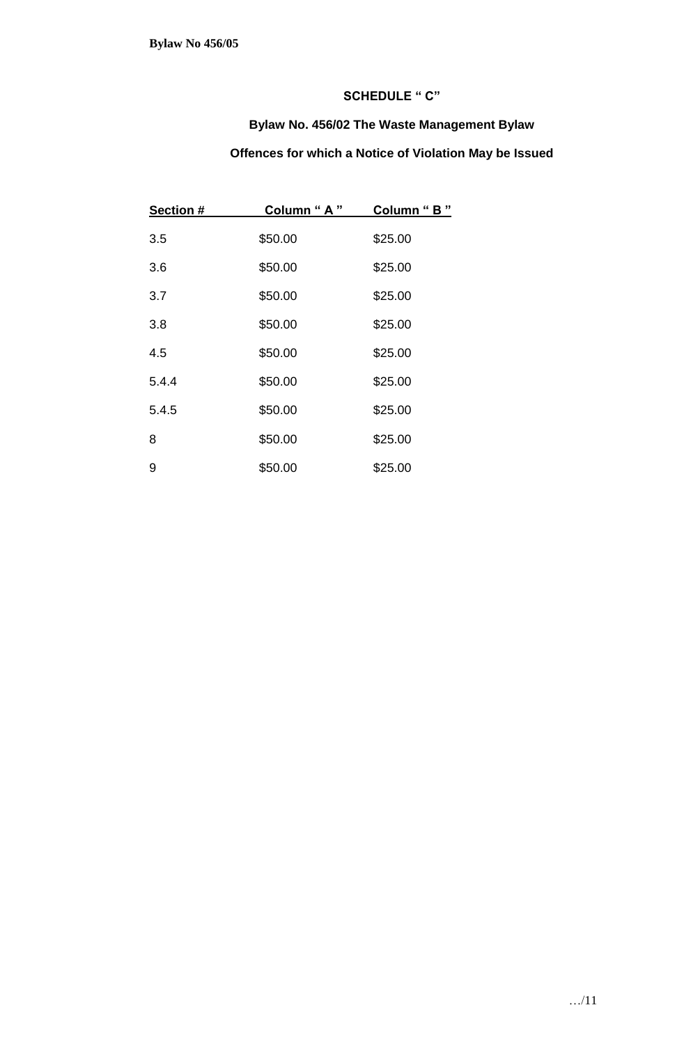**SCHEDULE " C"**

**Bylaw No. 456/02 The Waste Management Bylaw**

**Offences for which a Notice of Violation May be Issued**

| Section # | Column " A " | Column " B " |
|---|---|---|
| 3.5 | $50.00 | $25.00 |
| 3.6 | $50.00 | $25.00 |
| 3.7 | $50.00 | $25.00 |
| 3.8 | $50.00 | $25.00 |
| 4.5 | $50.00 | $25.00 |
| 5.4.4 | $50.00 | $25.00 |
| 5.4.5 | $50.00 | $25.00 |
| 8 | $50.00 | $25.00 |
| 9 | $50.00 | $25.00 |